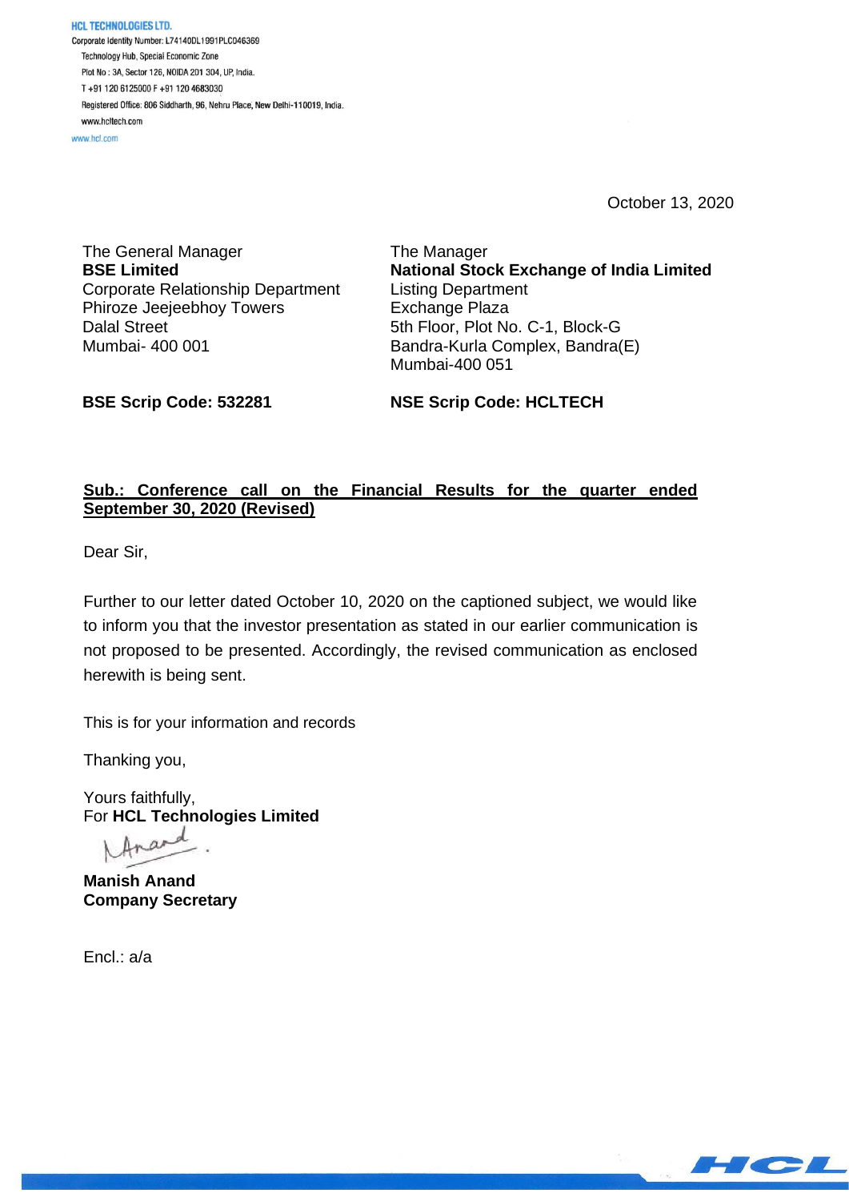**HCL TECHNOLOGIES LTD.**
Corporate Identity Number: L74140DL1991PLC046369
Technology Hub, Special Economic Zone
Plot No : 3A, Sector 126, NOIDA 201 304, UP, India.
T +91 120 6125000 F +91 120 4683030
Registered Office: 806 Siddharth, 96, Nehru Place, New Delhi-110019, India.
www.hcltech.com
www.hcl.com

October 13, 2020

The General Manager
**BSE Limited**
Corporate Relationship Department
Phiroze Jeejeebhoy Towers
Dalal Street
Mumbai- 400 001

The Manager
**National Stock Exchange of India Limited**
Listing Department
Exchange Plaza
5th Floor, Plot No. C-1, Block-G
Bandra-Kurla Complex, Bandra(E)
Mumbai-400 051

**BSE Scrip Code: 532281**

**NSE Scrip Code: HCLTECH**

**Sub.: Conference call on the Financial Results for the quarter ended September 30, 2020 (Revised)**

Dear Sir,

Further to our letter dated October 10, 2020 on the captioned subject, we would like to inform you that the investor presentation as stated in our earlier communication is not proposed to be presented. Accordingly, the revised communication as enclosed herewith is being sent.

This is for your information and records

Thanking you,

Yours faithfully,
For **HCL Technologies Limited**

**Manish Anand**
**Company Secretary**

Encl.: a/a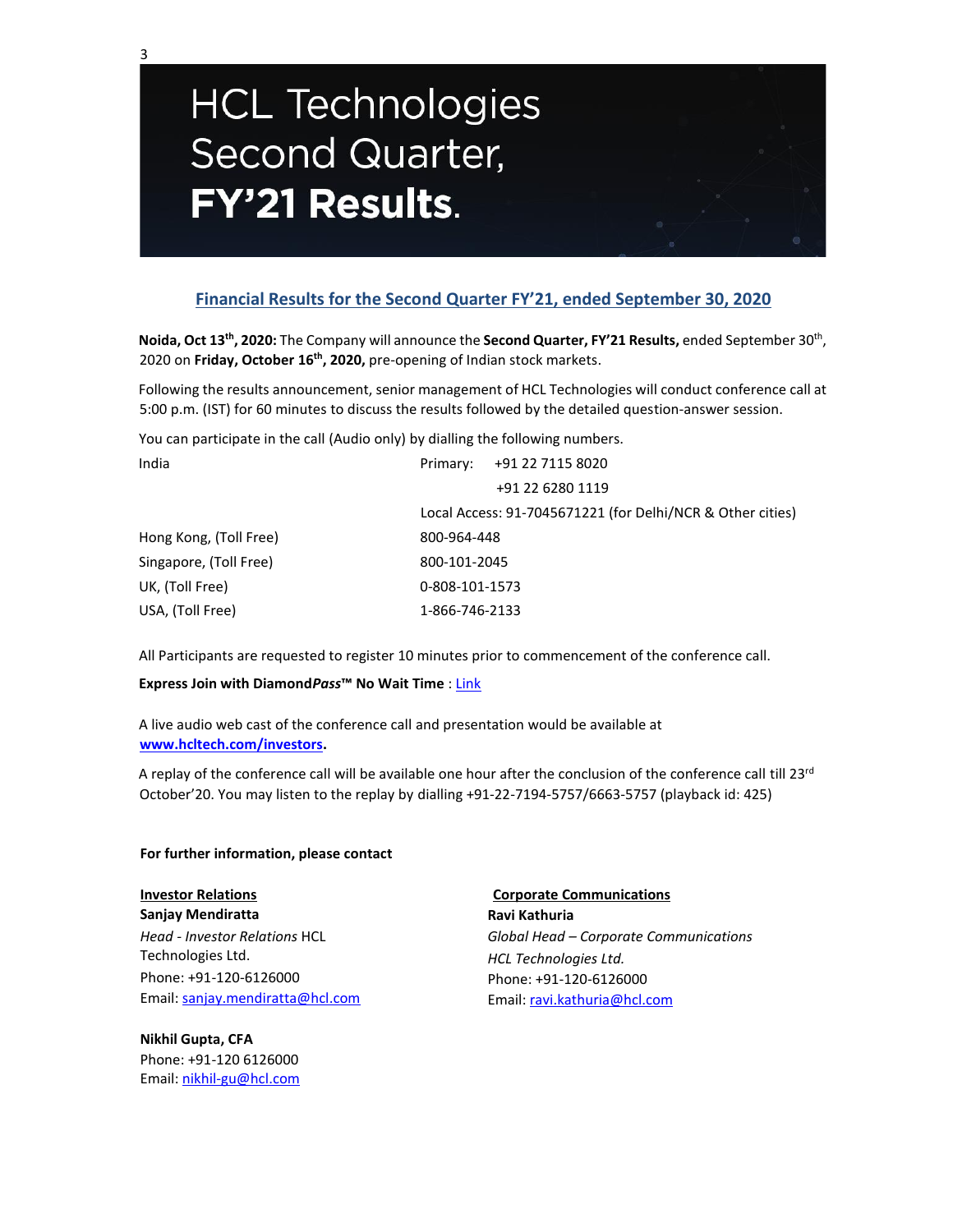# HCL Technologies Second Quarter, **FY'21 Results.**

## Financial Results for the Second Quarter FY'21, ended September 30, 2020

**Noida, Oct 13th, 2020:** The Company will announce the **Second Quarter, FY'21 Results,** ended September 30th, 2020 on **Friday, October 16th, 2020,** pre-opening of Indian stock markets.

Following the results announcement, senior management of HCL Technologies will conduct conference call at 5:00 p.m. (IST) for 60 minutes to discuss the results followed by the detailed question-answer session.

You can participate in the call (Audio only) by dialling the following numbers.

| | |
|---|---|
| India | Primary: +91 22 7115 8020 |
| | +91 22 6280 1119 |
| | Local Access: 91-7045671221 (for Delhi/NCR & Other cities) |
| Hong Kong, (Toll Free) | 800-964-448 |
| Singapore, (Toll Free) | 800-101-2045 |
| UK, (Toll Free) | 0-808-101-1573 |
| USA, (Toll Free) | 1-866-746-2133 |

All Participants are requested to register 10 minutes prior to commencement of the conference call.

**Express Join with Diamond*Pass*™ No Wait Time** : Link

A live audio web cast of the conference call and presentation would be available at **www.hcltech.com/investors.**

A replay of the conference call will be available one hour after the conclusion of the conference call till 23rd October'20. You may listen to the replay by dialling +91-22-7194-5757/6663-5757 (playback id: 425)

**For further information, please contact**

**Investor Relations**
**Sanjay Mendiratta**
*Head - Investor Relations* HCL Technologies Ltd.
Phone: +91-120-6126000
Email: sanjay.mendiratta@hcl.com

**Nikhil Gupta, CFA**
Phone: +91-120 6126000
Email: nikhil-gu@hcl.com

**Corporate Communications**
**Ravi Kathuria**
*Global Head – Corporate Communications*
*HCL Technologies Ltd.*
Phone: +91-120-6126000
Email: ravi.kathuria@hcl.com